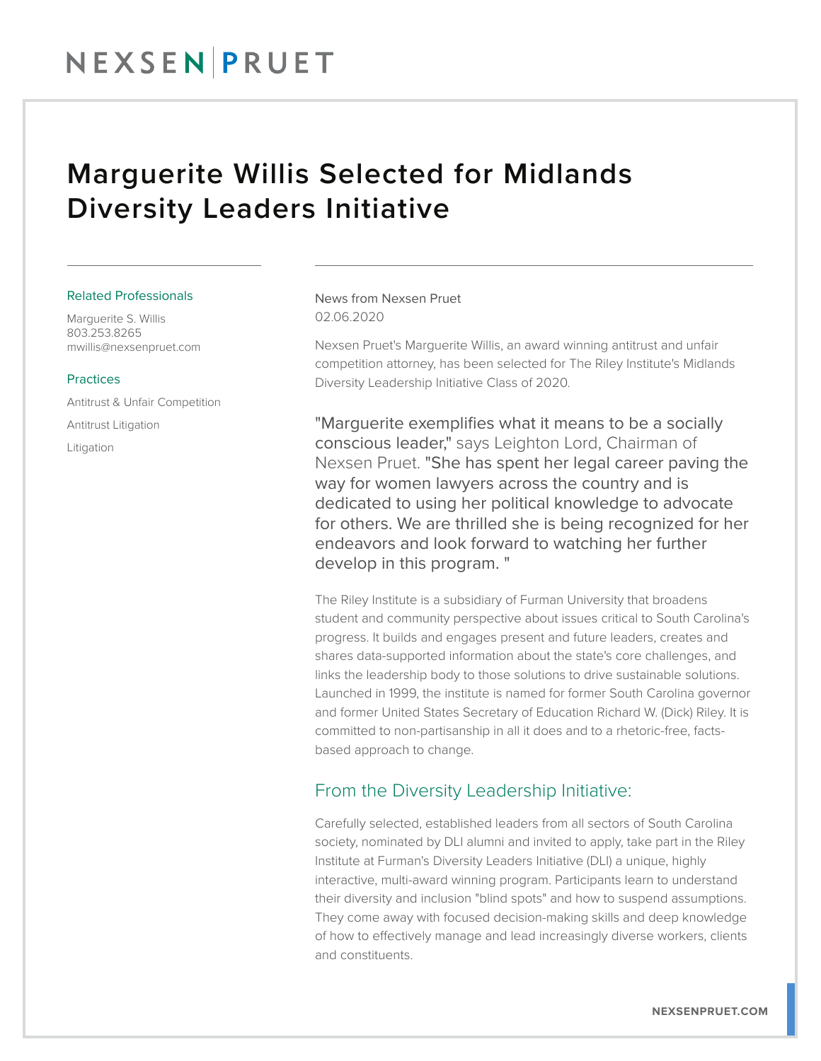# Marguerite Willis Selected for Midlands Diversity Leaders Initiative

### Related Professionals

Marguerite S. Willis
803.253.8265
mwillis@nexsenpruet.com

### Practices

Antitrust & Unfair Competition

Antitrust Litigation

Litigation

News from Nexsen Pruet
02.06.2020

Nexsen Pruet's Marguerite Willis, an award winning antitrust and unfair competition attorney, has been selected for The Riley Institute's Midlands Diversity Leadership Initiative Class of 2020.

"Marguerite exemplifies what it means to be a socially conscious leader," says Leighton Lord, Chairman of Nexsen Pruet. "She has spent her legal career paving the way for women lawyers across the country and is dedicated to using her political knowledge to advocate for others. We are thrilled she is being recognized for her endeavors and look forward to watching her further develop in this program. "

The Riley Institute is a subsidiary of Furman University that broadens student and community perspective about issues critical to South Carolina's progress. It builds and engages present and future leaders, creates and shares data-supported information about the state's core challenges, and links the leadership body to those solutions to drive sustainable solutions. Launched in 1999, the institute is named for former South Carolina governor and former United States Secretary of Education Richard W. (Dick) Riley. It is committed to non-partisanship in all it does and to a rhetoric-free, facts-based approach to change.

## From the Diversity Leadership Initiative:

Carefully selected, established leaders from all sectors of South Carolina society, nominated by DLI alumni and invited to apply, take part in the Riley Institute at Furman's Diversity Leaders Initiative (DLI) a unique, highly interactive, multi-award winning program. Participants learn to understand their diversity and inclusion "blind spots" and how to suspend assumptions. They come away with focused decision-making skills and deep knowledge of how to effectively manage and lead increasingly diverse workers, clients and constituents.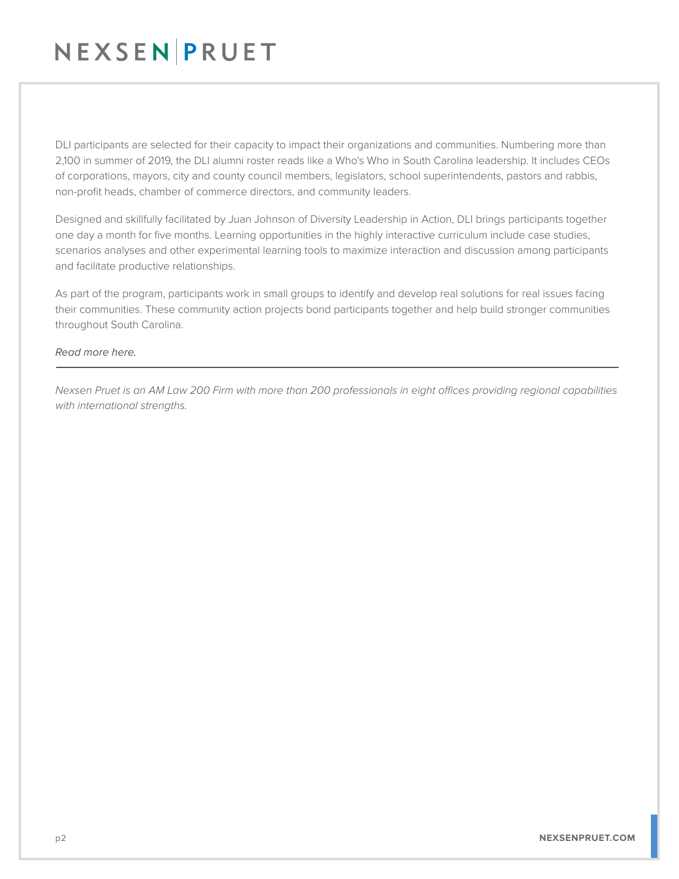DLI participants are selected for their capacity to impact their organizations and communities. Numbering more than 2,100 in summer of 2019, the DLI alumni roster reads like a Who's Who in South Carolina leadership. It includes CEOs of corporations, mayors, city and county council members, legislators, school superintendents, pastors and rabbis, non-profit heads, chamber of commerce directors, and community leaders.

Designed and skillfully facilitated by Juan Johnson of Diversity Leadership in Action, DLI brings participants together one day a month for five months. Learning opportunities in the highly interactive curriculum include case studies, scenarios analyses and other experimental learning tools to maximize interaction and discussion among participants and facilitate productive relationships.

As part of the program, participants work in small groups to identify and develop real solutions for real issues facing their communities. These community action projects bond participants together and help build stronger communities throughout South Carolina.

*Read more here.*

---

*Nexsen Pruet is an AM Law 200 Firm with more than 200 professionals in eight offices providing regional capabilities with international strengths.*